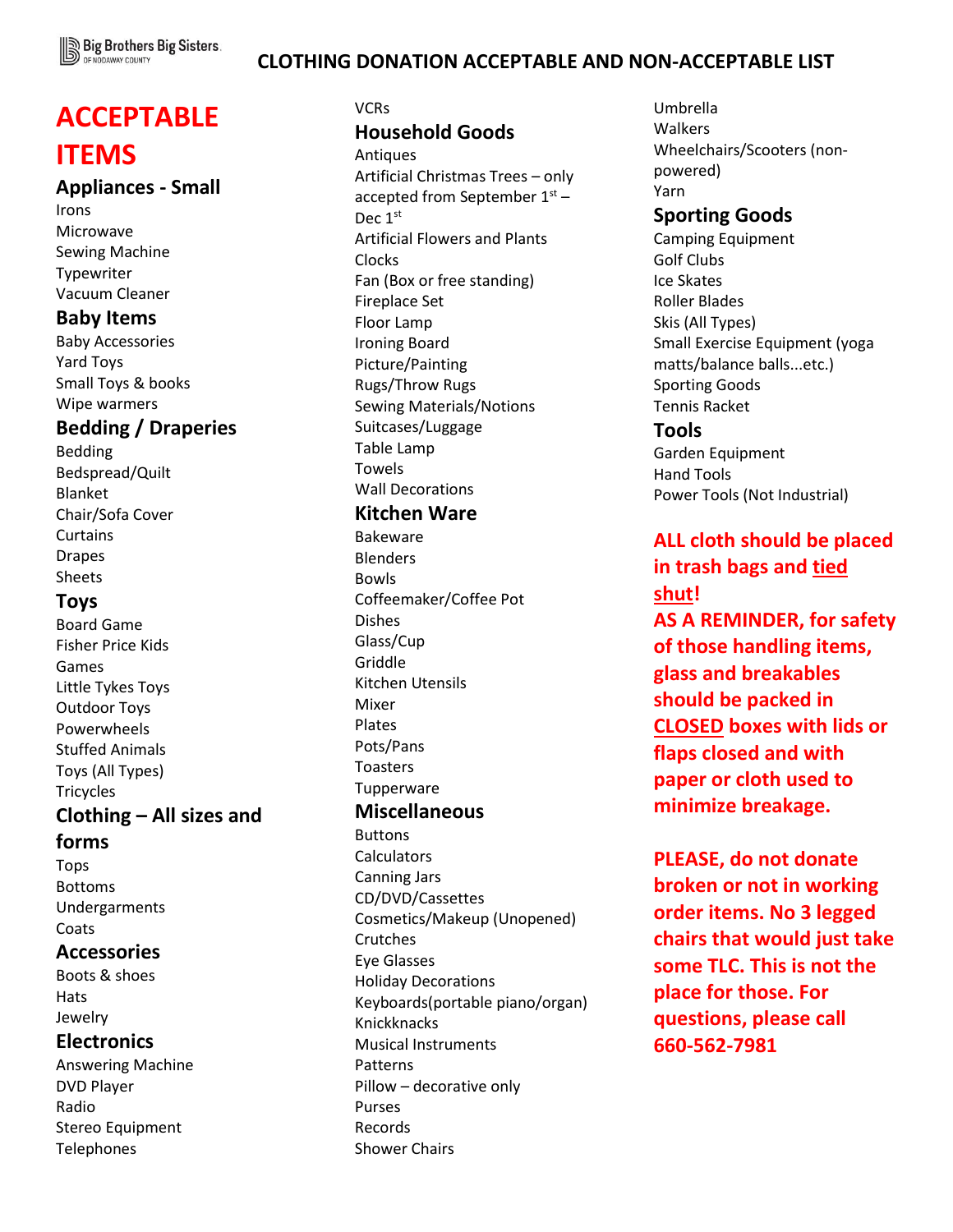Big Brothers Big Sisters OF NODAWAY COUNTY

# CLOTHING DONATION ACCEPTABLE AND NON-ACCEPTABLE LIST

# ACCEPTABLE ITEMS

## Appliances - Small

Irons
Microwave
Sewing Machine
Typewriter
Vacuum Cleaner

## Baby Items

Baby Accessories
Yard Toys
Small Toys & books
Wipe warmers

## Bedding / Draperies

Bedding
Bedspread/Quilt
Blanket
Chair/Sofa Cover
Curtains
Drapes
Sheets

## Toys

Board Game
Fisher Price Kids
Games
Little Tykes Toys
Outdoor Toys
Powerwheels
Stuffed Animals
Toys (All Types)
Tricycles

## Clothing – All sizes and forms

Tops
Bottoms
Undergarments
Coats

## Accessories

Boots & shoes
Hats
Jewelry

## Electronics

Answering Machine
DVD Player
Radio
Stereo Equipment
Telephones
VCRs

## Household Goods

Antiques
Artificial Christmas Trees – only accepted from September 1st – Dec 1st
Artificial Flowers and Plants
Clocks
Fan (Box or free standing)
Fireplace Set
Floor Lamp
Ironing Board
Picture/Painting
Rugs/Throw Rugs
Sewing Materials/Notions
Suitcases/Luggage
Table Lamp
Towels
Wall Decorations

## Kitchen Ware

Bakeware
Blenders
Bowls
Coffeemaker/Coffee Pot
Dishes
Glass/Cup
Griddle
Kitchen Utensils
Mixer
Plates
Pots/Pans
Toasters
Tupperware

## Miscellaneous

Buttons
Calculators
Canning Jars
CD/DVD/Cassettes
Cosmetics/Makeup (Unopened)
Crutches
Eye Glasses
Holiday Decorations
Keyboards(portable piano/organ)
Knickknacks
Musical Instruments
Patterns
Pillow – decorative only
Purses
Records
Shower Chairs
Umbrella
Walkers
Wheelchairs/Scooters (non-powered)
Yarn

## Sporting Goods

Camping Equipment
Golf Clubs
Ice Skates
Roller Blades
Skis (All Types)
Small Exercise Equipment (yoga matts/balance balls...etc.)
Sporting Goods
Tennis Racket

## Tools

Garden Equipment
Hand Tools
Power Tools (Not Industrial)

**ALL cloth should be placed in trash bags and tied shut!**
**AS A REMINDER, for safety of those handling items, glass and breakables should be packed in CLOSED boxes with lids or flaps closed and with paper or cloth used to minimize breakage.**

**PLEASE, do not donate broken or not in working order items. No 3 legged chairs that would just take some TLC. This is not the place for those. For questions, please call 660-562-7981**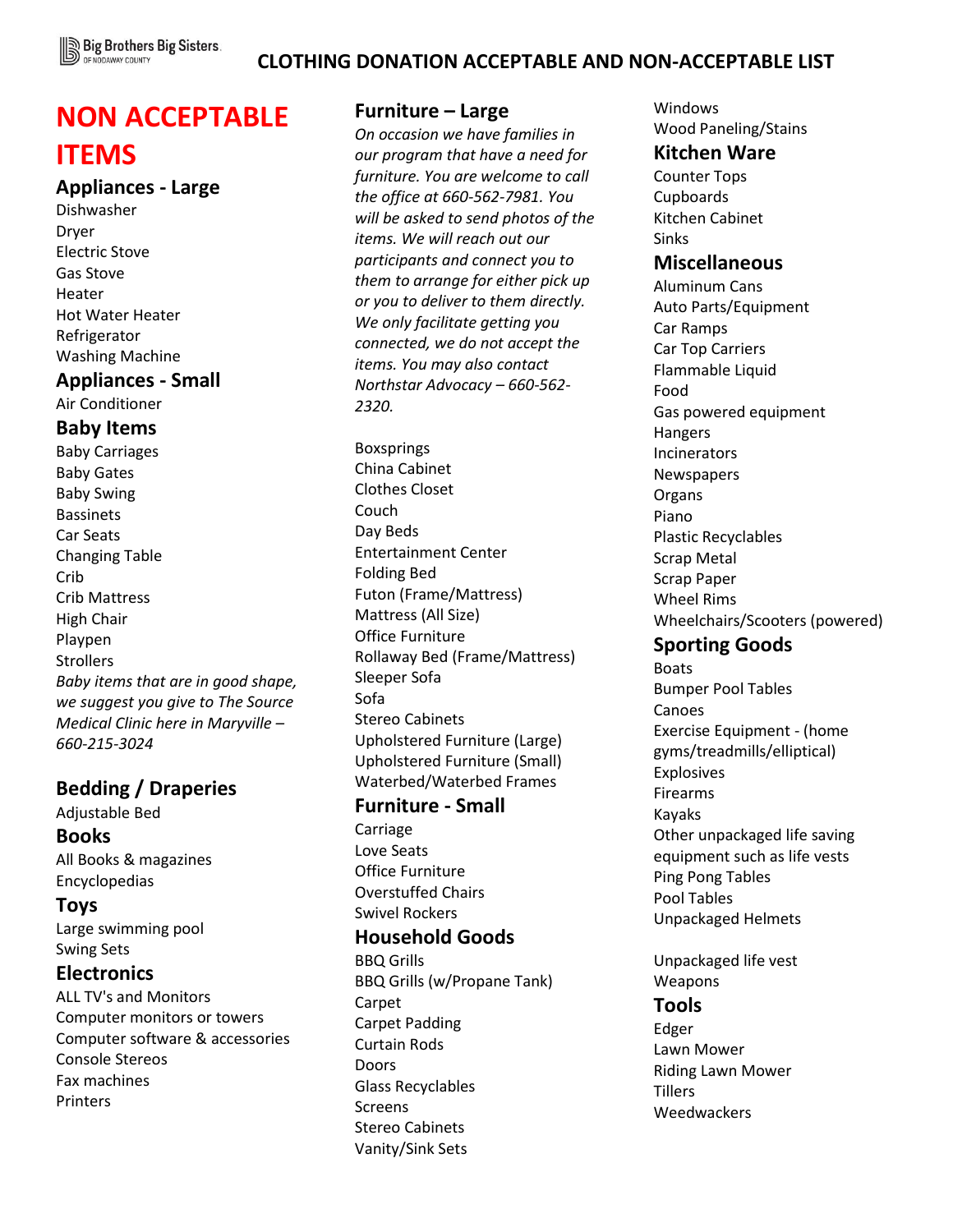# CLOTHING DONATION ACCEPTABLE AND NON-ACCEPTABLE LIST

# NON ACCEPTABLE ITEMS

## Appliances - Large

Dishwasher
Dryer
Electric Stove
Gas Stove
Heater
Hot Water Heater
Refrigerator
Washing Machine

## Appliances - Small

Air Conditioner

## Baby Items

Baby Carriages
Baby Gates
Baby Swing
Bassinets
Car Seats
Changing Table
Crib
Crib Mattress
High Chair
Playpen
Strollers

*Baby items that are in good shape, we suggest you give to The Source Medical Clinic here in Maryville – 660-215-3024*

## Bedding / Draperies

Adjustable Bed

## Books

All Books & magazines
Encyclopedias

## Toys

Large swimming pool
Swing Sets

## Electronics

ALL TV's and Monitors
Computer monitors or towers
Computer software & accessories
Console Stereos
Fax machines
Printers

## Furniture – Large

*On occasion we have families in our program that have a need for furniture. You are welcome to call the office at 660-562-7981. You will be asked to send photos of the items. We will reach out our participants and connect you to them to arrange for either pick up or you to deliver to them directly. We only facilitate getting you connected, we do not accept the items. You may also contact Northstar Advocacy – 660-562-2320.*

Boxsprings
China Cabinet
Clothes Closet
Couch
Day Beds
Entertainment Center
Folding Bed
Futon (Frame/Mattress)
Mattress (All Size)
Office Furniture
Rollaway Bed (Frame/Mattress)
Sleeper Sofa
Sofa
Stereo Cabinets
Upholstered Furniture (Large)
Upholstered Furniture (Small)
Waterbed/Waterbed Frames

## Furniture - Small

Carriage
Love Seats
Office Furniture
Overstuffed Chairs
Swivel Rockers

## Household Goods

BBQ Grills
BBQ Grills (w/Propane Tank)
Carpet
Carpet Padding
Curtain Rods
Doors
Glass Recyclables
Screens
Stereo Cabinets
Vanity/Sink Sets
Windows
Wood Paneling/Stains

## Kitchen Ware

Counter Tops
Cupboards
Kitchen Cabinet
Sinks

## Miscellaneous

Aluminum Cans
Auto Parts/Equipment
Car Ramps
Car Top Carriers
Flammable Liquid
Food
Gas powered equipment
Hangers
Incinerators
Newspapers
Organs
Piano
Plastic Recyclables
Scrap Metal
Scrap Paper
Wheel Rims
Wheelchairs/Scooters (powered)

## Sporting Goods

Boats
Bumper Pool Tables
Canoes
Exercise Equipment - (home gyms/treadmills/elliptical)
Explosives
Firearms
Kayaks
Other unpackaged life saving equipment such as life vests
Ping Pong Tables
Pool Tables
Unpackaged Helmets

Unpackaged life vest
Weapons

## Tools

Edger
Lawn Mower
Riding Lawn Mower
Tillers
Weedwackers